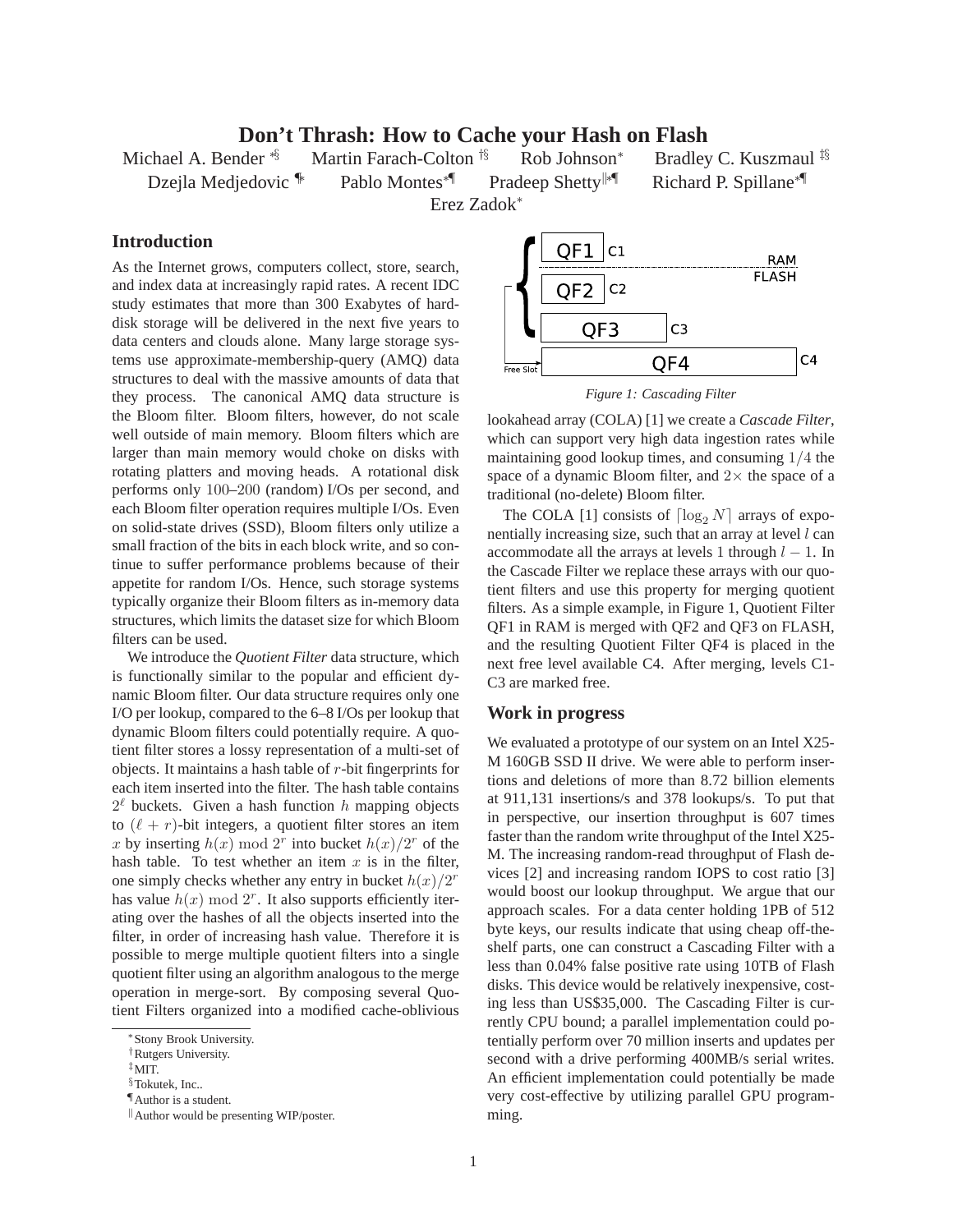# Don't Thrash: How to Cache your Hash on Flash

Michael A. Bender [*§] Martin Farach-Colton [†§] Rob Johnson [*] Bradley C. Kuszmaul [‡§] Dzejla Medjedovic [¶*] Pablo Montes [*¶] Pradeep Shetty [‖*¶] Richard P. Spillane [*¶] Erez Zadok [*]

## Introduction

As the Internet grows, computers collect, store, search, and index data at increasingly rapid rates. A recent IDC study estimates that more than 300 Exabytes of hard-disk storage will be delivered in the next five years to data centers and clouds alone. Many large storage systems use approximate-membership-query (AMQ) data structures to deal with the massive amounts of data that they process. The canonical AMQ data structure is the Bloom filter. Bloom filters, however, do not scale well outside of main memory. Bloom filters which are larger than main memory would choke on disks with rotating platters and moving heads. A rotational disk performs only 100–200 (random) I/Os per second, and each Bloom filter operation requires multiple I/Os. Even on solid-state drives (SSD), Bloom filters only utilize a small fraction of the bits in each block write, and so continue to suffer performance problems because of their appetite for random I/Os. Hence, such storage systems typically organize their Bloom filters as in-memory data structures, which limits the dataset size for which Bloom filters can be used.

We introduce the *Quotient Filter* data structure, which is functionally similar to the popular and efficient dynamic Bloom filter. Our data structure requires only one I/O per lookup, compared to the 6–8 I/Os per lookup that dynamic Bloom filters could potentially require. A quotient filter stores a lossy representation of a multi-set of objects. It maintains a hash table of $r$-bit fingerprints for each item inserted into the filter. The hash table contains $2^\ell$ buckets. Given a hash function $h$ mapping objects to $(\ell + r)$-bit integers, a quotient filter stores an item $x$ by inserting $h(x) \bmod 2^r$ into bucket $h(x)/2^r$ of the hash table. To test whether an item $x$ is in the filter, one simply checks whether any entry in bucket $h(x)/2^r$ has value $h(x) \bmod 2^r$. It also supports efficiently iterating over the hashes of all the objects inserted into the filter, in order of increasing hash value. Therefore it is possible to merge multiple quotient filters into a single quotient filter using an algorithm analogous to the merge operation in merge-sort. By composing several Quotient Filters organized into a modified cache-oblivious lookahead array (COLA) [1] we create a *Cascade Filter*, which can support very high data ingestion rates while maintaining good lookup times, and consuming $1/4$ the space of a dynamic Bloom filter, and $2\times$ the space of a traditional (no-delete) Bloom filter.

*Figure 1: Cascading Filter*

The COLA [1] consists of $\lceil \log_2 N \rceil$ arrays of exponentially increasing size, such that an array at level $l$ can accommodate all the arrays at levels 1 through $l - 1$. In the Cascade Filter we replace these arrays with our quotient filters and use this property for merging quotient filters. As a simple example, in Figure 1, Quotient Filter QF1 in RAM is merged with QF2 and QF3 on FLASH, and the resulting Quotient Filter QF4 is placed in the next free level available C4. After merging, levels C1-C3 are marked free.

## Work in progress

We evaluated a prototype of our system on an Intel X25-M 160GB SSD II drive. We were able to perform insertions and deletions of more than 8.72 billion elements at 911,131 insertions/s and 378 lookups/s. To put that in perspective, our insertion throughput is 607 times faster than the random write throughput of the Intel X25-M. The increasing random-read throughput of Flash devices [2] and increasing random IOPS to cost ratio [3] would boost our lookup throughput. We argue that our approach scales. For a data center holding 1PB of 512 byte keys, our results indicate that using cheap off-the-shelf parts, one can construct a Cascading Filter with a less than 0.04% false positive rate using 10TB of Flash disks. This device would be relatively inexpensive, costing less than US$35,000. The Cascading Filter is currently CPU bound; a parallel implementation could potentially perform over 70 million inserts and updates per second with a drive performing 400MB/s serial writes. An efficient implementation could potentially be made very cost-effective by utilizing parallel GPU programming.

[*] Stony Brook University.
[†] Rutgers University.
[‡] MIT.
[§] Tokutek, Inc..
[¶] Author is a student.
[‖] Author would be presenting WIP/poster.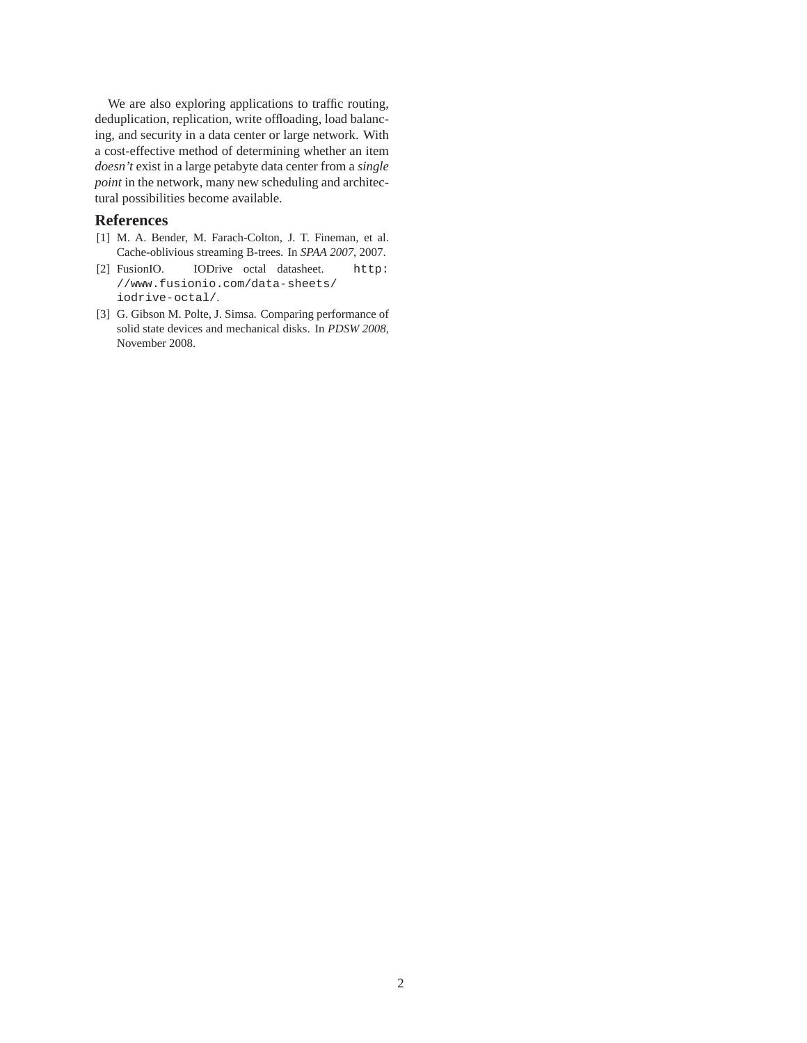We are also exploring applications to traffic routing, deduplication, replication, write offloading, load balancing, and security in a data center or large network. With a cost-effective method of determining whether an item *doesn't* exist in a large petabyte data center from a *single point* in the network, many new scheduling and architectural possibilities become available.

## References

[1] M. A. Bender, M. Farach-Colton, J. T. Fineman, et al. Cache-oblivious streaming B-trees. In *SPAA 2007*, 2007.

[2] FusionIO. IODrive octal datasheet. `http://www.fusionio.com/data-sheets/iodrive-octal/`.

[3] G. Gibson M. Polte, J. Simsa. Comparing performance of solid state devices and mechanical disks. In *PDSW 2008*, November 2008.